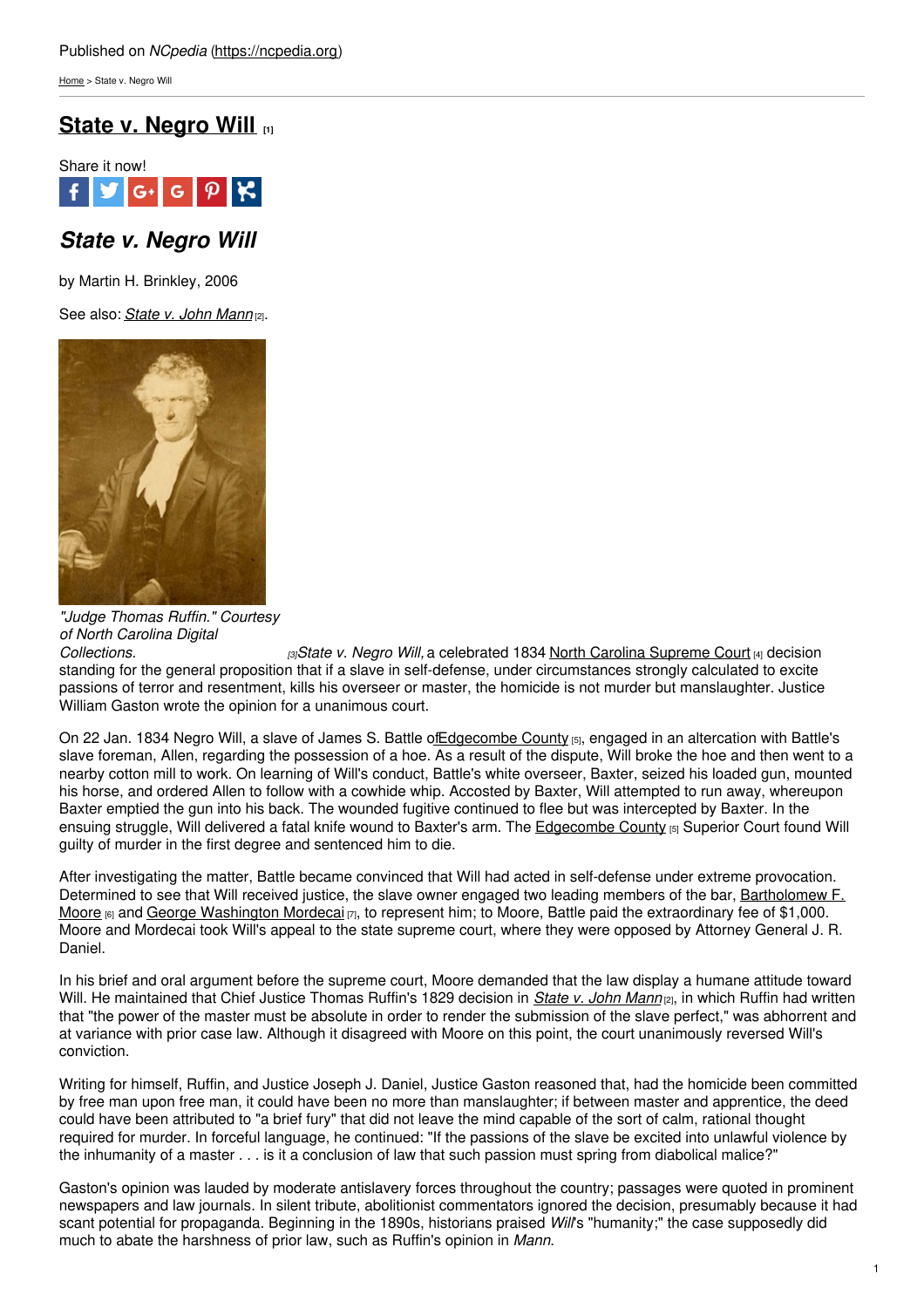Published on *NCpedia* (https://ncpedia.org)

Home > State v. Negro Will

# State v. Negro Will [1]

Share it now!

## *State v. Negro Will*

by Martin H. Brinkley, 2006

See also: *State v. John Mann* [2].

*"Judge Thomas Ruffin." Courtesy of North Carolina Digital Collections.* [3]

*State v. Negro Will,* a celebrated 1834 North Carolina Supreme Court [4] decision standing for the general proposition that if a slave in self-defense, under circumstances strongly calculated to excite passions of terror and resentment, kills his overseer or master, the homicide is not murder but manslaughter. Justice William Gaston wrote the opinion for a unanimous court.

On 22 Jan. 1834 Negro Will, a slave of James S. Battle of Edgecombe County [5], engaged in an altercation with Battle's slave foreman, Allen, regarding the possession of a hoe. As a result of the dispute, Will broke the hoe and then went to a nearby cotton mill to work. On learning of Will's conduct, Battle's white overseer, Baxter, seized his loaded gun, mounted his horse, and ordered Allen to follow with a cowhide whip. Accosted by Baxter, Will attempted to run away, whereupon Baxter emptied the gun into his back. The wounded fugitive continued to flee but was intercepted by Baxter. In the ensuing struggle, Will delivered a fatal knife wound to Baxter's arm. The Edgecombe County [5] Superior Court found Will guilty of murder in the first degree and sentenced him to die.

After investigating the matter, Battle became convinced that Will had acted in self-defense under extreme provocation. Determined to see that Will received justice, the slave owner engaged two leading members of the bar, Bartholomew F. Moore [6] and George Washington Mordecai [7], to represent him; to Moore, Battle paid the extraordinary fee of $1,000. Moore and Mordecai took Will's appeal to the state supreme court, where they were opposed by Attorney General J. R. Daniel.

In his brief and oral argument before the supreme court, Moore demanded that the law display a humane attitude toward Will. He maintained that Chief Justice Thomas Ruffin's 1829 decision in *State v. John Mann* [2], in which Ruffin had written that "the power of the master must be absolute in order to render the submission of the slave perfect," was abhorrent and at variance with prior case law. Although it disagreed with Moore on this point, the court unanimously reversed Will's conviction.

Writing for himself, Ruffin, and Justice Joseph J. Daniel, Justice Gaston reasoned that, had the homicide been committed by free man upon free man, it could have been no more than manslaughter; if between master and apprentice, the deed could have been attributed to "a brief fury" that did not leave the mind capable of the sort of calm, rational thought required for murder. In forceful language, he continued: "If the passions of the slave be excited into unlawful violence by the inhumanity of a master . . . is it a conclusion of law that such passion must spring from diabolical malice?"

Gaston's opinion was lauded by moderate antislavery forces throughout the country; passages were quoted in prominent newspapers and law journals. In silent tribute, abolitionist commentators ignored the decision, presumably because it had scant potential for propaganda. Beginning in the 1890s, historians praised *Will*'s "humanity;" the case supposedly did much to abate the harshness of prior law, such as Ruffin's opinion in *Mann.*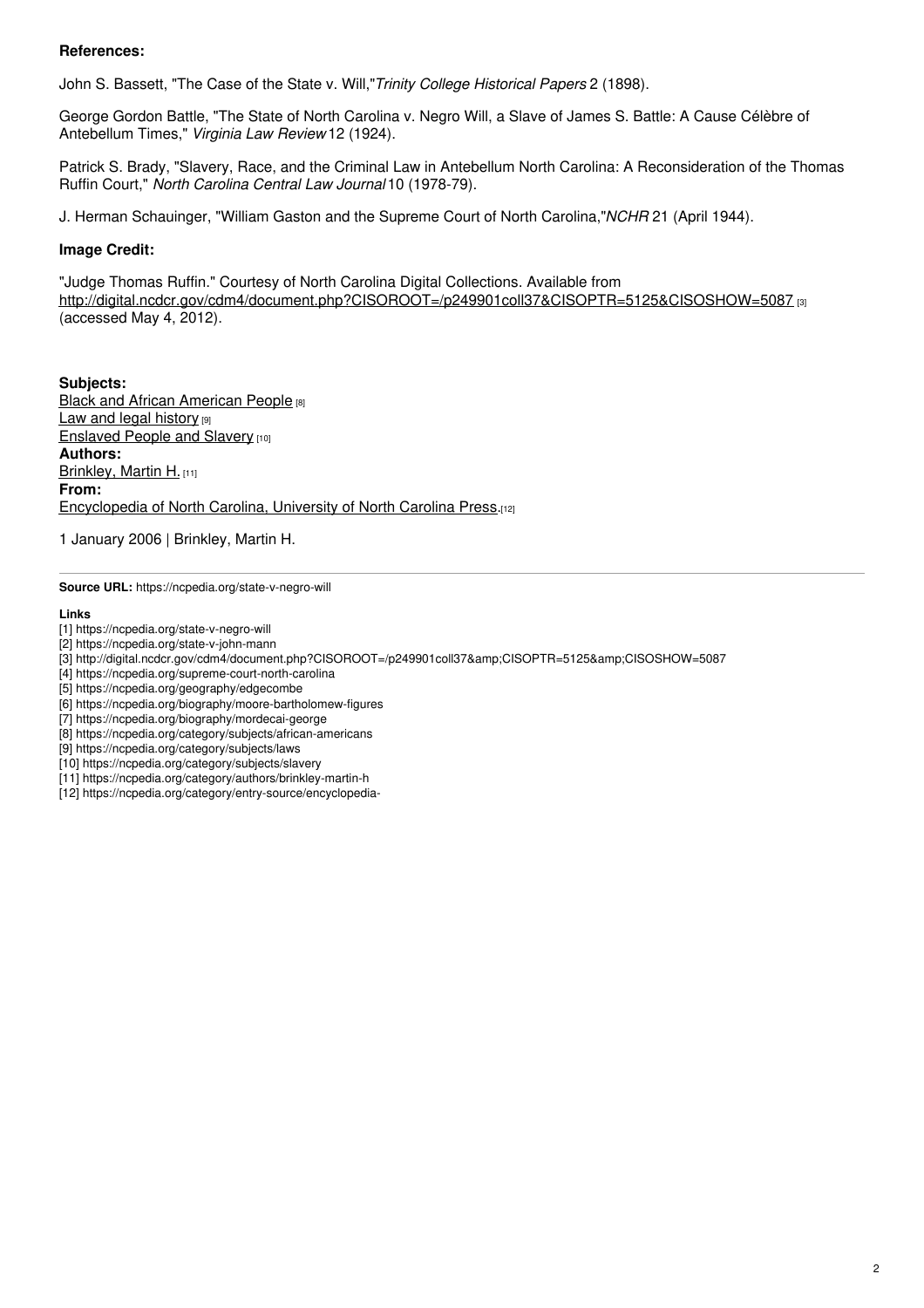**References:**

John S. Bassett, "The Case of the State v. Will,"*Trinity College Historical Papers* 2 (1898).

George Gordon Battle, "The State of North Carolina v. Negro Will, a Slave of James S. Battle: A Cause Célèbre of Antebellum Times," *Virginia Law Review* 12 (1924).

Patrick S. Brady, "Slavery, Race, and the Criminal Law in Antebellum North Carolina: A Reconsideration of the Thomas Ruffin Court," *North Carolina Central Law Journal* 10 (1978-79).

J. Herman Schauinger, "William Gaston and the Supreme Court of North Carolina,"*NCHR* 21 (April 1944).

**Image Credit:**

"Judge Thomas Ruffin." Courtesy of North Carolina Digital Collections. Available from http://digital.ncdcr.gov/cdm4/document.php?CISOROOT=/p249901coll37&CISOPTR=5125&CISOSHOW=5087 [3] (accessed May 4, 2012).

**Subjects:**
Black and African American People [8]
Law and legal history [9]
Enslaved People and Slavery [10]
**Authors:**
Brinkley, Martin H. [11]
**From:**
Encyclopedia of North Carolina, University of North Carolina Press.[12]

1 January 2006 | Brinkley, Martin H.

**Source URL:** https://ncpedia.org/state-v-negro-will

**Links**
[1] https://ncpedia.org/state-v-negro-will
[2] https://ncpedia.org/state-v-john-mann
[3] http://digital.ncdcr.gov/cdm4/document.php?CISOROOT=/p249901coll37&amp;CISOPTR=5125&amp;CISOSHOW=5087
[4] https://ncpedia.org/supreme-court-north-carolina
[5] https://ncpedia.org/geography/edgecombe
[6] https://ncpedia.org/biography/moore-bartholomew-figures
[7] https://ncpedia.org/biography/mordecai-george
[8] https://ncpedia.org/category/subjects/african-americans
[9] https://ncpedia.org/category/subjects/laws
[10] https://ncpedia.org/category/subjects/slavery
[11] https://ncpedia.org/category/authors/brinkley-martin-h
[12] https://ncpedia.org/category/entry-source/encyclopedia-